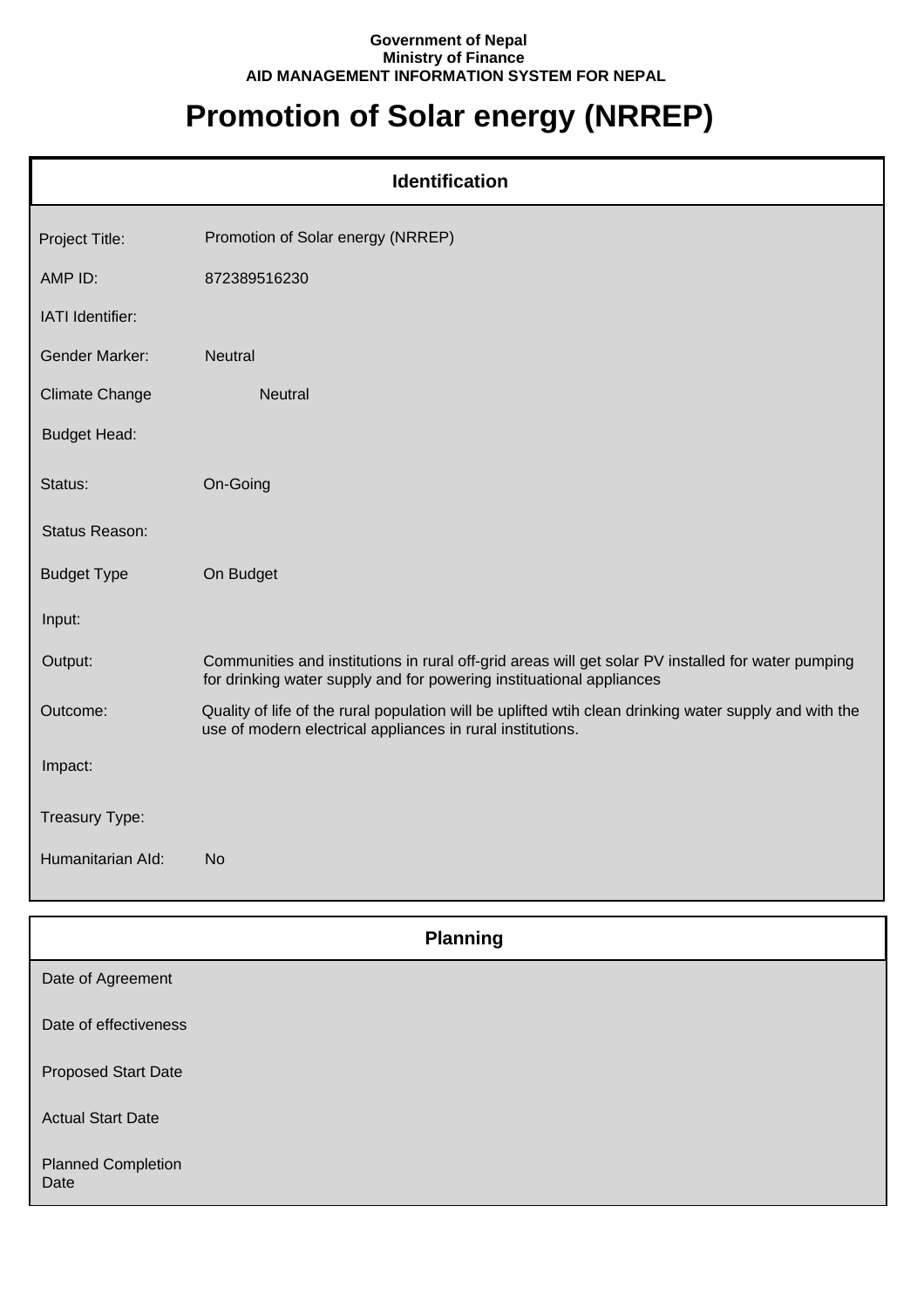Government of Nepal
Ministry of Finance
AID MANAGEMENT INFORMATION SYSTEM FOR NEPAL

# Promotion of Solar energy (NRREP)

## Identification

| | |
|---|---|
| Project Title: | Promotion of Solar energy (NRREP) |
| AMP ID: | 872389516230 |
| IATI Identifier: | |
| Gender Marker: | Neutral |
| Climate Change | Neutral |
| Budget Head: | |
| Status: | On-Going |
| Status Reason: | |
| Budget Type | On Budget |
| Input: | |
| Output: | Communities and institutions in rural off-grid areas will get solar PV installed for water pumping for drinking water supply and for powering instituational appliances |
| Outcome: | Quality of life of the rural population will be uplifted wtih clean drinking water supply and with the use of modern electrical appliances in rural institutions. |
| Impact: | |
| Treasury Type: | |
| Humanitarian AId: | No |

## Planning

| | |
|---|---|
| Date of Agreement | |
| Date of effectiveness | |
| Proposed Start Date | |
| Actual Start Date | |
| Planned Completion Date | |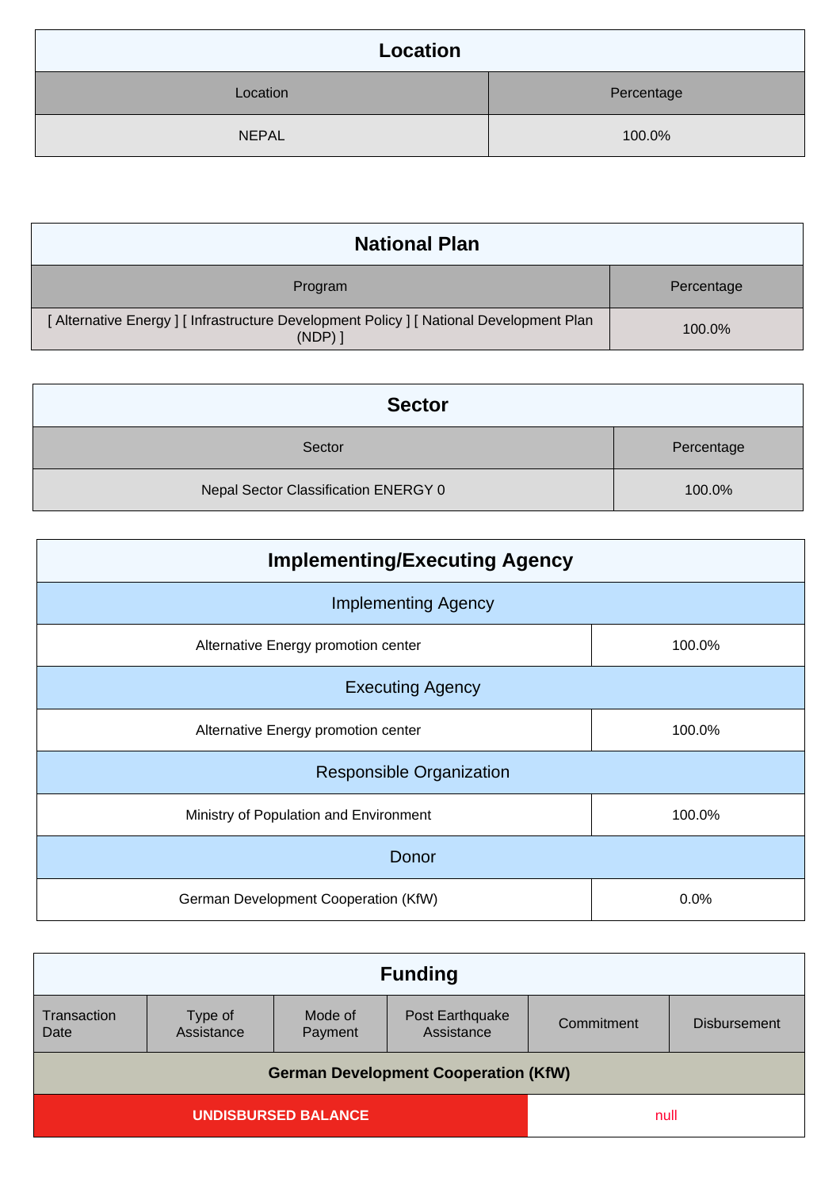## Location

| Location | Percentage |
|---|---|
| NEPAL | 100.0% |

## National Plan

| Program | Percentage |
|---|---|
| [ Alternative Energy ] [ Infrastructure Development Policy ] [ National Development Plan (NDP) ] | 100.0% |

## Sector

| Sector | Percentage |
|---|---|
| Nepal Sector Classification ENERGY 0 | 100.0% |

## Implementing/Executing Agency

| Implementing Agency | |
|---|---|
| Alternative Energy promotion center | 100.0% |
| **Executing Agency** | |
| Alternative Energy promotion center | 100.0% |
| **Responsible Organization** | |
| Ministry of Population and Environment | 100.0% |
| **Donor** | |
| German Development Cooperation (KfW) | 0.0% |

## Funding

| Transaction Date | Type of Assistance | Mode of Payment | Post Earthquake Assistance | Commitment | Disbursement |
|---|---|---|---|---|---|
| **German Development Cooperation (KfW)** | | | | | |
| **UNDISBURSED BALANCE** | | | | null | |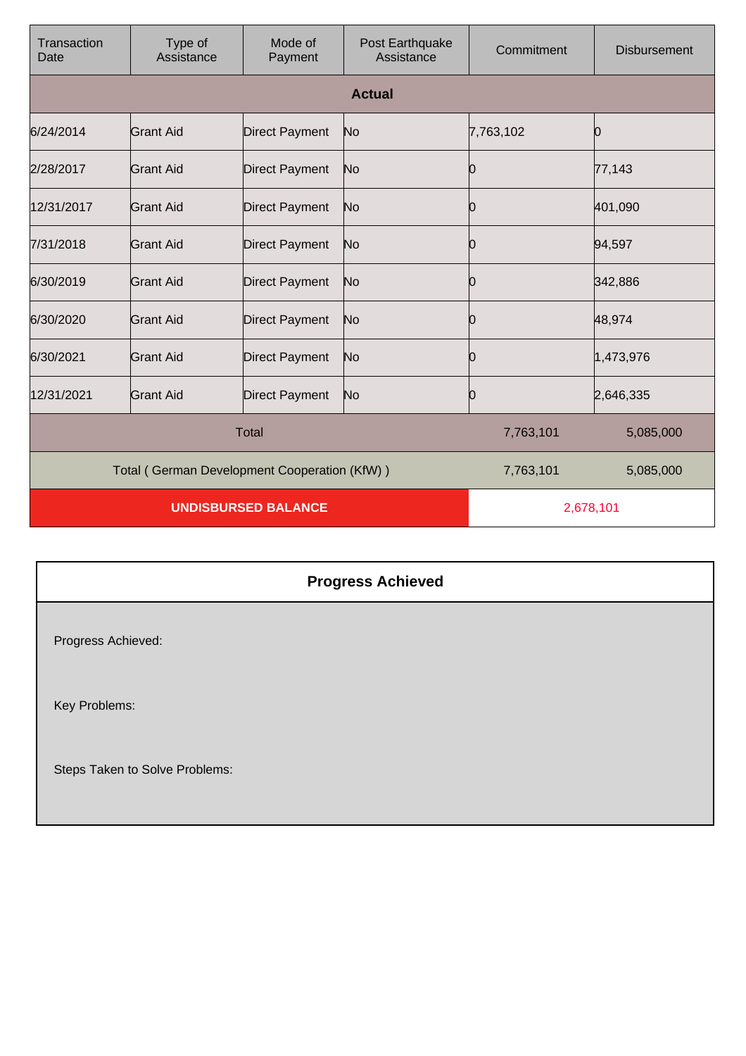| Transaction Date | Type of Assistance | Mode of Payment | Post Earthquake Assistance | Commitment | Disbursement |
|---|---|---|---|---|---|
| **Actual** | | | | | |
| 6/24/2014 | Grant Aid | Direct Payment | No | 7,763,102 | 0 |
| 2/28/2017 | Grant Aid | Direct Payment | No | 0 | 77,143 |
| 12/31/2017 | Grant Aid | Direct Payment | No | 0 | 401,090 |
| 7/31/2018 | Grant Aid | Direct Payment | No | 0 | 94,597 |
| 6/30/2019 | Grant Aid | Direct Payment | No | 0 | 342,886 |
| 6/30/2020 | Grant Aid | Direct Payment | No | 0 | 48,974 |
| 6/30/2021 | Grant Aid | Direct Payment | No | 0 | 1,473,976 |
| 12/31/2021 | Grant Aid | Direct Payment | No | 0 | 2,646,335 |
| Total | | | | 7,763,101 | 5,085,000 |
| Total ( German Development Cooperation (KfW) ) | | | | 7,763,101 | 5,085,000 |
| **UNDISBURSED BALANCE** | | | | 2,678,101 | |

## Progress Achieved

Progress Achieved:

Key Problems:

Steps Taken to Solve Problems: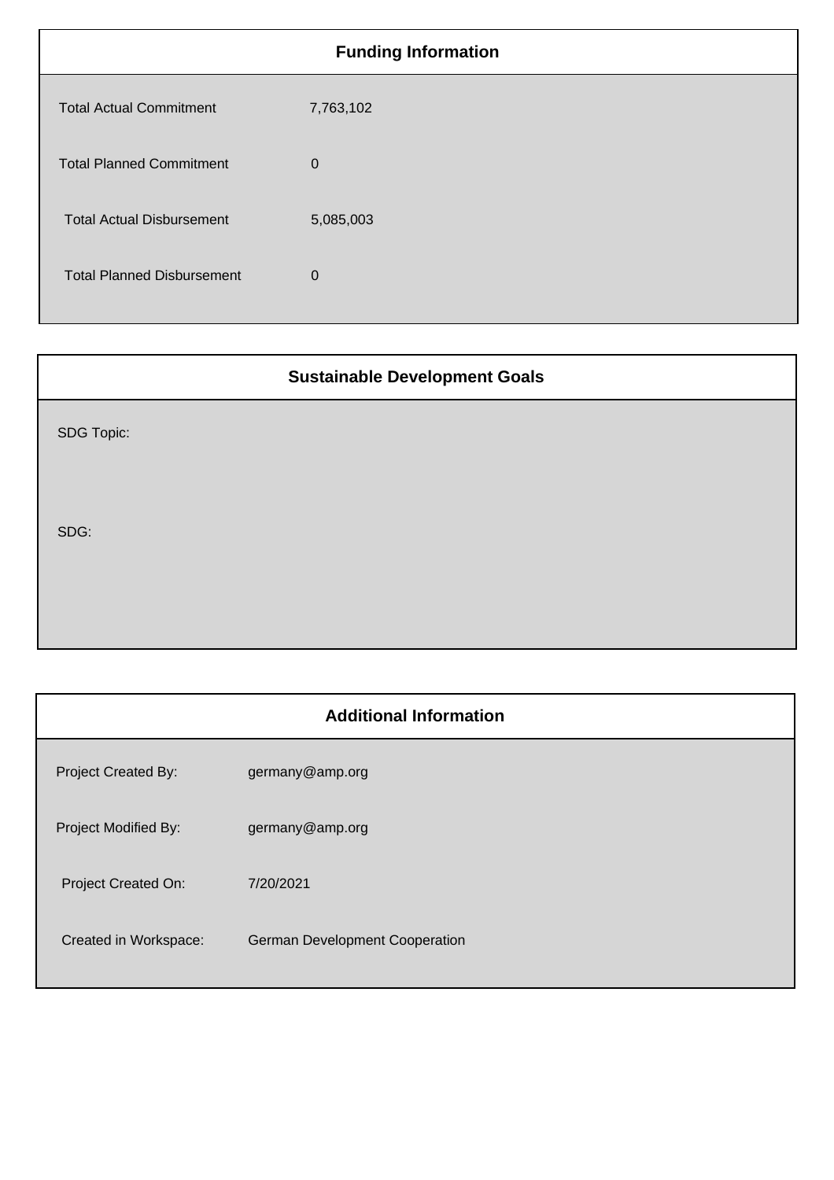## Funding Information

| | |
|---|---|
| Total Actual Commitment | 7,763,102 |
| Total Planned Commitment | 0 |
| Total Actual Disbursement | 5,085,003 |
| Total Planned Disbursement | 0 |

## Sustainable Development Goals

SDG Topic:

SDG:

## Additional Information

| | |
|---|---|
| Project Created By: | germany@amp.org |
| Project Modified By: | germany@amp.org |
| Project Created On: | 7/20/2021 |
| Created in Workspace: | German Development Cooperation |